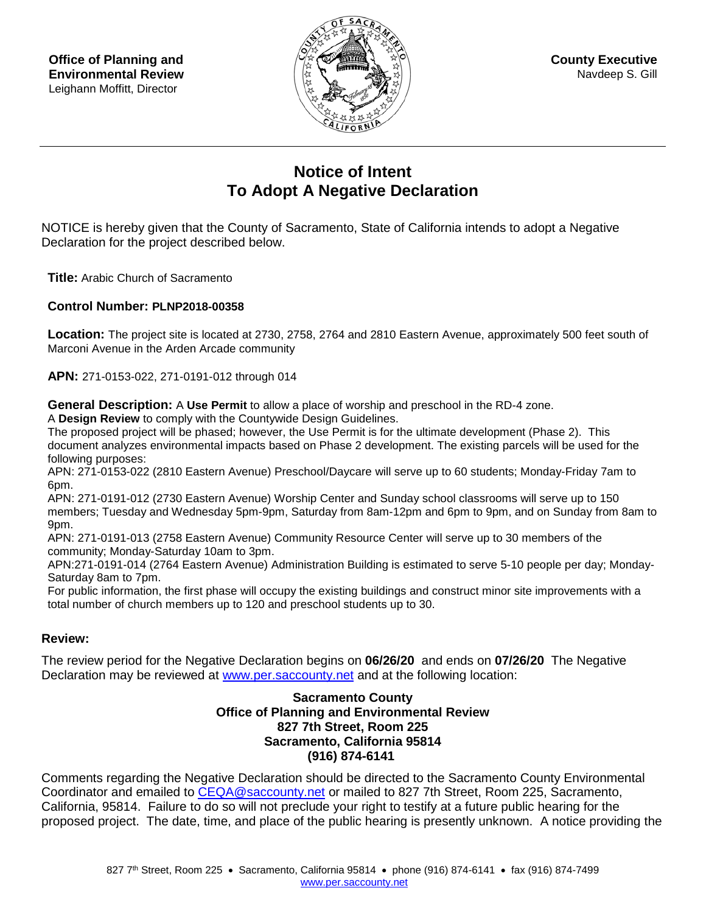**Office of Planning and Environmental Review**
Leighann Moffitt, Director

**County Executive**
Navdeep S. Gill

# Notice of Intent To Adopt A Negative Declaration

NOTICE is hereby given that the County of Sacramento, State of California intends to adopt a Negative Declaration for the project described below.

**Title:** Arabic Church of Sacramento

**Control Number: PLNP2018-00358**

**Location:** The project site is located at 2730, 2758, 2764 and 2810 Eastern Avenue, approximately 500 feet south of Marconi Avenue in the Arden Arcade community

**APN:** 271-0153-022, 271-0191-012 through 014

**General Description:** A **Use Permit** to allow a place of worship and preschool in the RD-4 zone.
A **Design Review** to comply with the Countywide Design Guidelines.
The proposed project will be phased; however, the Use Permit is for the ultimate development (Phase 2). This document analyzes environmental impacts based on Phase 2 development. The existing parcels will be used for the following purposes:
APN: 271-0153-022 (2810 Eastern Avenue) Preschool/Daycare will serve up to 60 students; Monday-Friday 7am to 6pm.
APN: 271-0191-012 (2730 Eastern Avenue) Worship Center and Sunday school classrooms will serve up to 150 members; Tuesday and Wednesday 5pm-9pm, Saturday from 8am-12pm and 6pm to 9pm, and on Sunday from 8am to 9pm.
APN: 271-0191-013 (2758 Eastern Avenue) Community Resource Center will serve up to 30 members of the community; Monday-Saturday 10am to 3pm.
APN:271-0191-014 (2764 Eastern Avenue) Administration Building is estimated to serve 5-10 people per day; Monday-Saturday 8am to 7pm.
For public information, the first phase will occupy the existing buildings and construct minor site improvements with a total number of church members up to 120 and preschool students up to 30.

**Review:**

The review period for the Negative Declaration begins on **06/26/20** and ends on **07/26/20** The Negative Declaration may be reviewed at www.per.saccounty.net and at the following location:

**Sacramento County**
**Office of Planning and Environmental Review**
**827 7th Street, Room 225**
**Sacramento, California 95814**
**(916) 874-6141**

Comments regarding the Negative Declaration should be directed to the Sacramento County Environmental Coordinator and emailed to CEQA@saccounty.net or mailed to 827 7th Street, Room 225, Sacramento, California, 95814. Failure to do so will not preclude your right to testify at a future public hearing for the proposed project. The date, time, and place of the public hearing is presently unknown. A notice providing the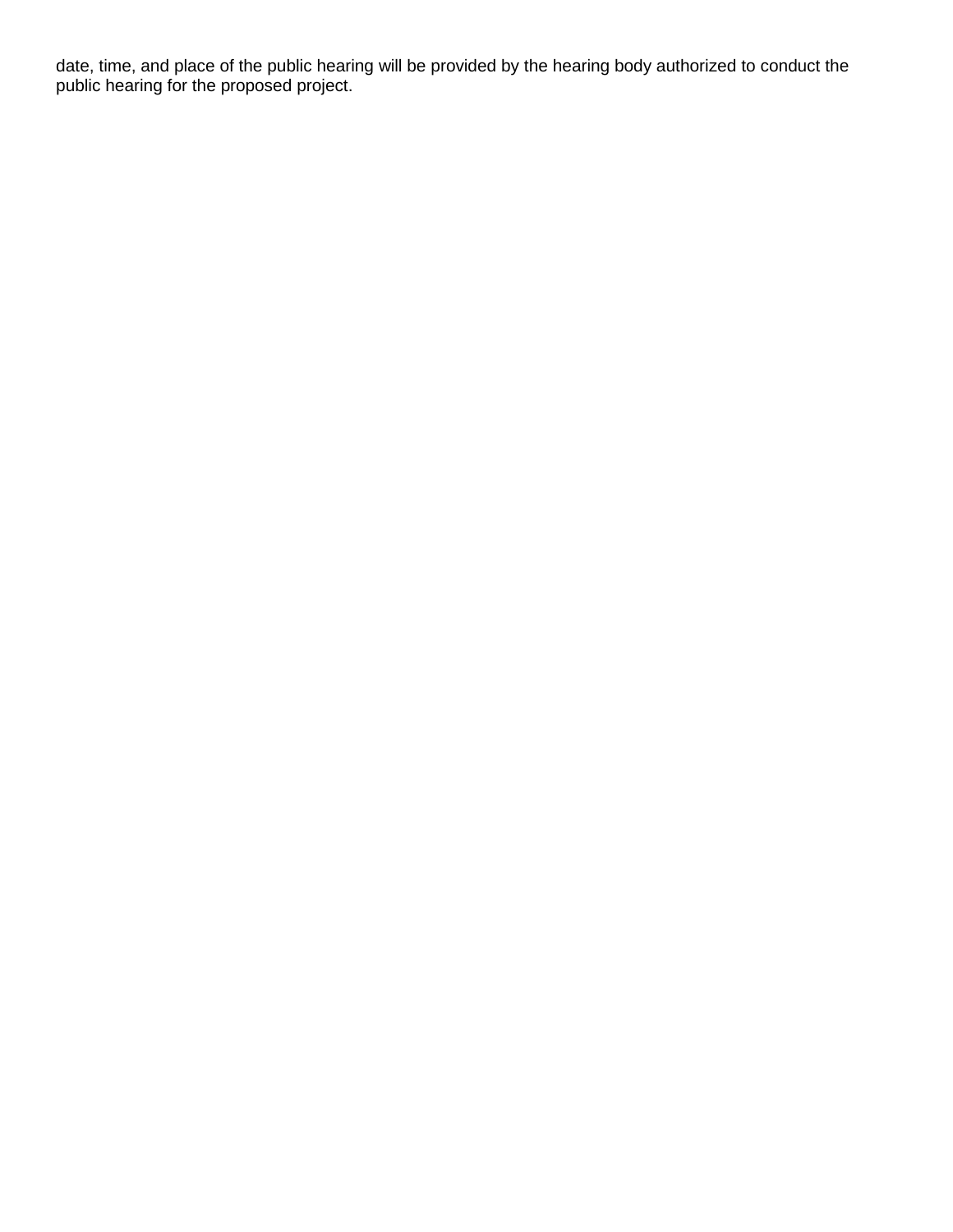date, time, and place of the public hearing will be provided by the hearing body authorized to conduct the public hearing for the proposed project.